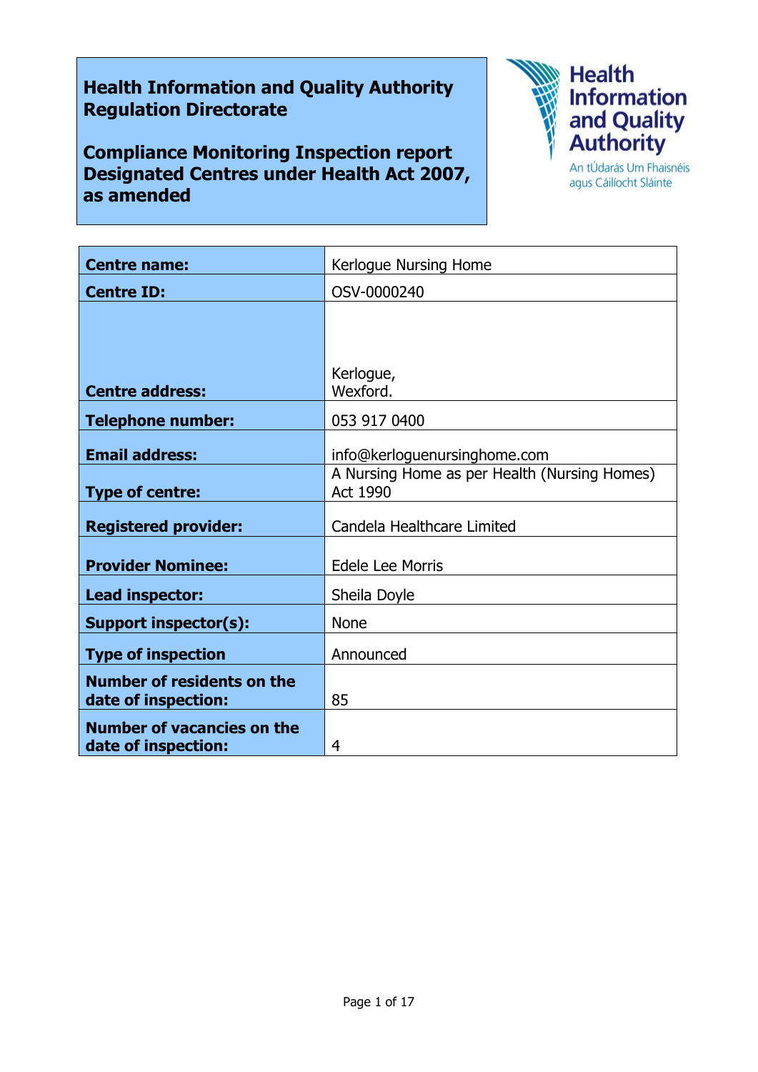**Health Information and Quality Authority**
**Regulation Directorate**

**Compliance Monitoring Inspection report**
**Designated Centres under Health Act 2007, as amended**

Health Information and Quality Authority
An tÚdarás Um Fhaisnéis agus Cáilíocht Sláinte

| **Centre name:** | Kerlogue Nursing Home |
|---|---|
| **Centre ID:** | OSV-0000240 |
| **Centre address:** | Kerlogue,<br>Wexford. |
| **Telephone number:** | 053 917 0400 |
| **Email address:** | info@kerloguenursinghome.com |
| **Type of centre:** | A Nursing Home as per Health (Nursing Homes) Act 1990 |
| **Registered provider:** | Candela Healthcare Limited |
| **Provider Nominee:** | Edele Lee Morris |
| **Lead inspector:** | Sheila Doyle |
| **Support inspector(s):** | None |
| **Type of inspection** | Announced |
| **Number of residents on the date of inspection:** | 85 |
| **Number of vacancies on the date of inspection:** | 4 |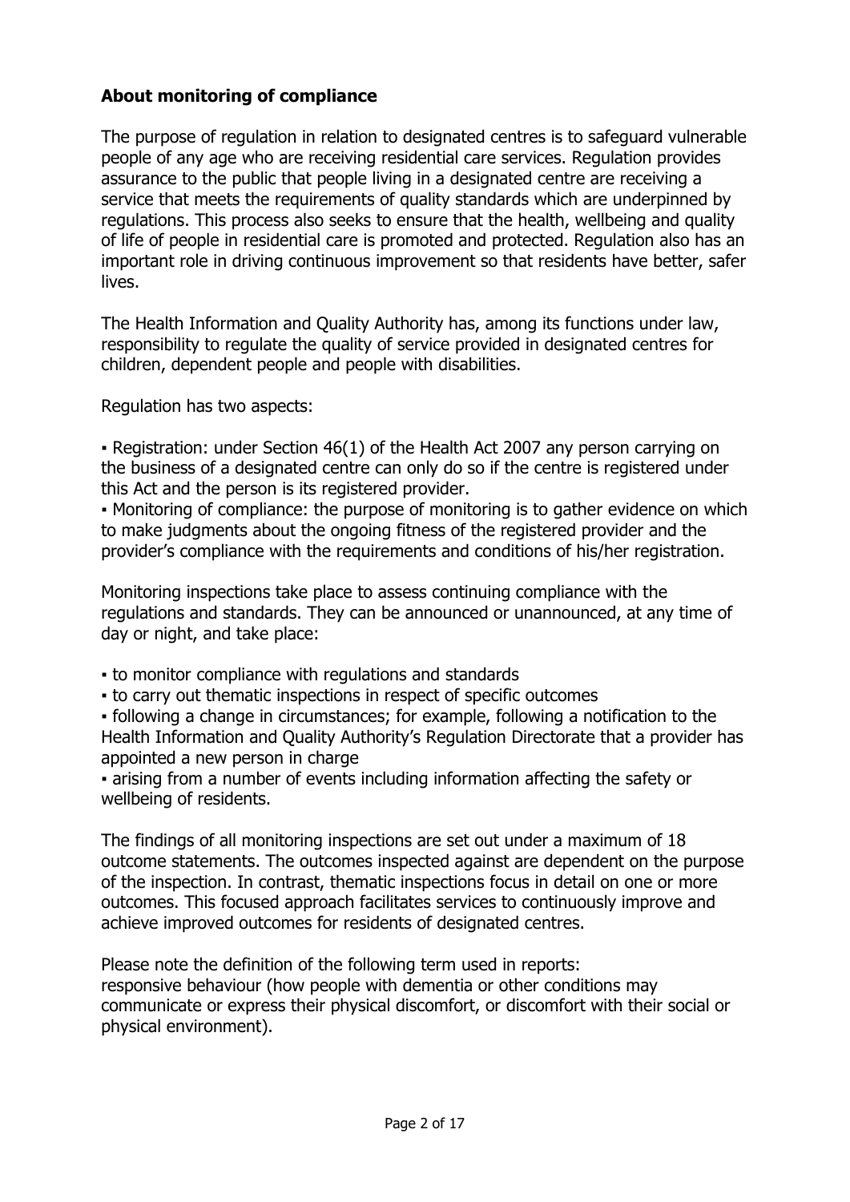## About monitoring of compliance

The purpose of regulation in relation to designated centres is to safeguard vulnerable people of any age who are receiving residential care services. Regulation provides assurance to the public that people living in a designated centre are receiving a service that meets the requirements of quality standards which are underpinned by regulations. This process also seeks to ensure that the health, wellbeing and quality of life of people in residential care is promoted and protected. Regulation also has an important role in driving continuous improvement so that residents have better, safer lives.

The Health Information and Quality Authority has, among its functions under law, responsibility to regulate the quality of service provided in designated centres for children, dependent people and people with disabilities.

Regulation has two aspects:

- Registration: under Section 46(1) of the Health Act 2007 any person carrying on the business of a designated centre can only do so if the centre is registered under this Act and the person is its registered provider.
- Monitoring of compliance: the purpose of monitoring is to gather evidence on which to make judgments about the ongoing fitness of the registered provider and the provider's compliance with the requirements and conditions of his/her registration.

Monitoring inspections take place to assess continuing compliance with the regulations and standards. They can be announced or unannounced, at any time of day or night, and take place:

- to monitor compliance with regulations and standards
- to carry out thematic inspections in respect of specific outcomes
- following a change in circumstances; for example, following a notification to the Health Information and Quality Authority's Regulation Directorate that a provider has appointed a new person in charge
- arising from a number of events including information affecting the safety or wellbeing of residents.

The findings of all monitoring inspections are set out under a maximum of 18 outcome statements. The outcomes inspected against are dependent on the purpose of the inspection. In contrast, thematic inspections focus in detail on one or more outcomes. This focused approach facilitates services to continuously improve and achieve improved outcomes for residents of designated centres.

Please note the definition of the following term used in reports:
responsive behaviour (how people with dementia or other conditions may communicate or express their physical discomfort, or discomfort with their social or physical environment).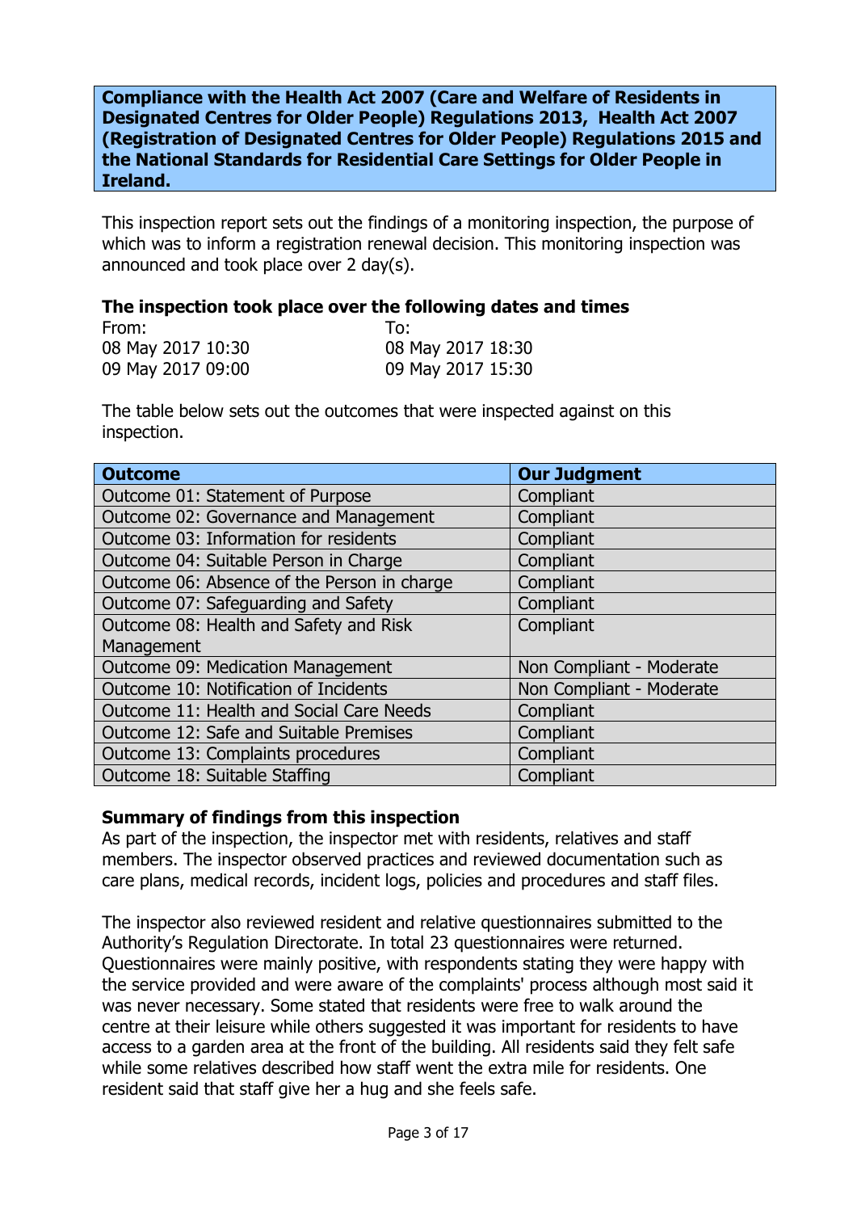**Compliance with the Health Act 2007 (Care and Welfare of Residents in Designated Centres for Older People) Regulations 2013, Health Act 2007 (Registration of Designated Centres for Older People) Regulations 2015 and the National Standards for Residential Care Settings for Older People in Ireland.**

This inspection report sets out the findings of a monitoring inspection, the purpose of which was to inform a registration renewal decision. This monitoring inspection was announced and took place over 2 day(s).

### The inspection took place over the following dates and times

| From: | To: |
|---|---|
| 08 May 2017 10:30 | 08 May 2017 18:30 |
| 09 May 2017 09:00 | 09 May 2017 15:30 |

The table below sets out the outcomes that were inspected against on this inspection.

| Outcome | Our Judgment |
|---|---|
| Outcome 01: Statement of Purpose | Compliant |
| Outcome 02: Governance and Management | Compliant |
| Outcome 03: Information for residents | Compliant |
| Outcome 04: Suitable Person in Charge | Compliant |
| Outcome 06: Absence of the Person in charge | Compliant |
| Outcome 07: Safeguarding and Safety | Compliant |
| Outcome 08: Health and Safety and Risk Management | Compliant |
| Outcome 09: Medication Management | Non Compliant - Moderate |
| Outcome 10: Notification of Incidents | Non Compliant - Moderate |
| Outcome 11: Health and Social Care Needs | Compliant |
| Outcome 12: Safe and Suitable Premises | Compliant |
| Outcome 13: Complaints procedures | Compliant |
| Outcome 18: Suitable Staffing | Compliant |

### Summary of findings from this inspection

As part of the inspection, the inspector met with residents, relatives and staff members. The inspector observed practices and reviewed documentation such as care plans, medical records, incident logs, policies and procedures and staff files.

The inspector also reviewed resident and relative questionnaires submitted to the Authority's Regulation Directorate. In total 23 questionnaires were returned. Questionnaires were mainly positive, with respondents stating they were happy with the service provided and were aware of the complaints' process although most said it was never necessary. Some stated that residents were free to walk around the centre at their leisure while others suggested it was important for residents to have access to a garden area at the front of the building. All residents said they felt safe while some relatives described how staff went the extra mile for residents. One resident said that staff give her a hug and she feels safe.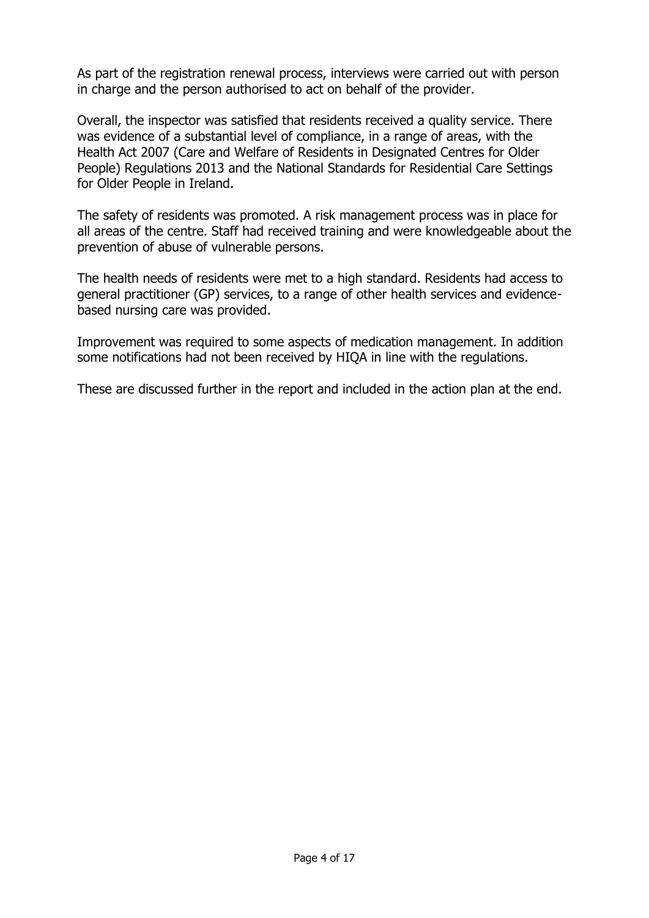As part of the registration renewal process, interviews were carried out with person in charge and the person authorised to act on behalf of the provider.

Overall, the inspector was satisfied that residents received a quality service. There was evidence of a substantial level of compliance, in a range of areas, with the Health Act 2007 (Care and Welfare of Residents in Designated Centres for Older People) Regulations 2013 and the National Standards for Residential Care Settings for Older People in Ireland.

The safety of residents was promoted. A risk management process was in place for all areas of the centre. Staff had received training and were knowledgeable about the prevention of abuse of vulnerable persons.

The health needs of residents were met to a high standard. Residents had access to general practitioner (GP) services, to a range of other health services and evidence-based nursing care was provided.

Improvement was required to some aspects of medication management. In addition some notifications had not been received by HIQA in line with the regulations.

These are discussed further in the report and included in the action plan at the end.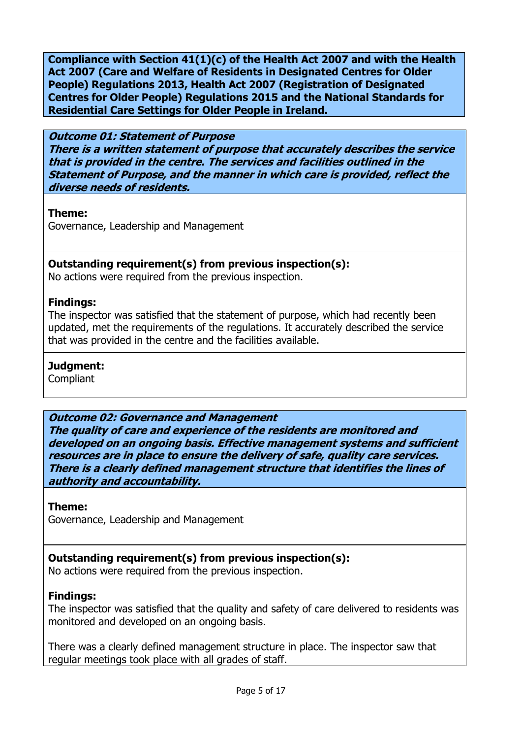**Compliance with Section 41(1)(c) of the Health Act 2007 and with the Health Act 2007 (Care and Welfare of Residents in Designated Centres for Older People) Regulations 2013, Health Act 2007 (Registration of Designated Centres for Older People) Regulations 2015 and the National Standards for Residential Care Settings for Older People in Ireland.**

***Outcome 01: Statement of Purpose***
***There is a written statement of purpose that accurately describes the service that is provided in the centre. The services and facilities outlined in the Statement of Purpose, and the manner in which care is provided, reflect the diverse needs of residents.***

**Theme:**
Governance, Leadership and Management

**Outstanding requirement(s) from previous inspection(s):**
No actions were required from the previous inspection.

**Findings:**
The inspector was satisfied that the statement of purpose, which had recently been updated, met the requirements of the regulations. It accurately described the service that was provided in the centre and the facilities available.

**Judgment:**
Compliant

***Outcome 02: Governance and Management***
***The quality of care and experience of the residents are monitored and developed on an ongoing basis. Effective management systems and sufficient resources are in place to ensure the delivery of safe, quality care services. There is a clearly defined management structure that identifies the lines of authority and accountability.***

**Theme:**
Governance, Leadership and Management

**Outstanding requirement(s) from previous inspection(s):**
No actions were required from the previous inspection.

**Findings:**
The inspector was satisfied that the quality and safety of care delivered to residents was monitored and developed on an ongoing basis.

There was a clearly defined management structure in place. The inspector saw that regular meetings took place with all grades of staff.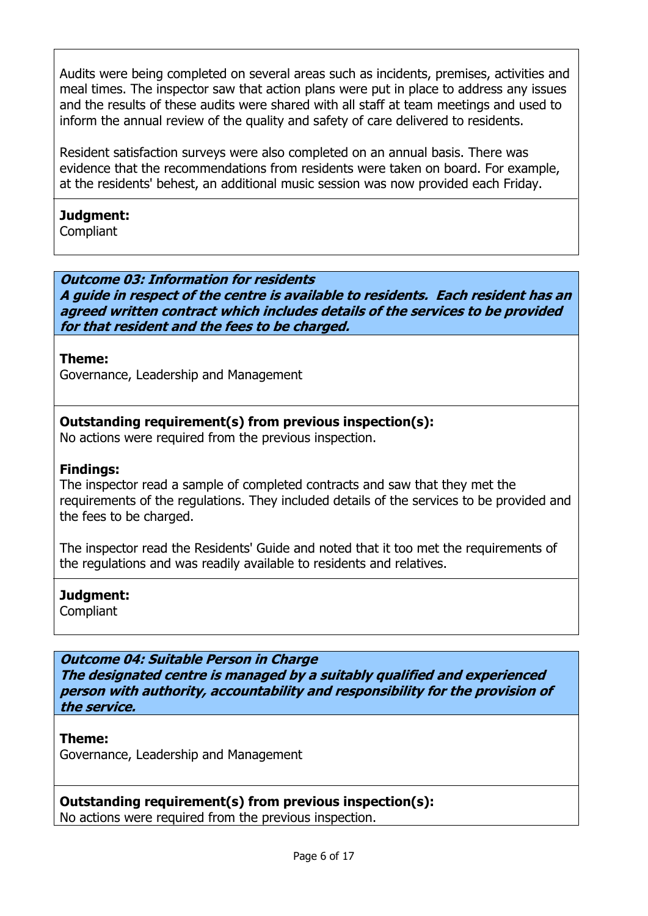Audits were being completed on several areas such as incidents, premises, activities and meal times. The inspector saw that action plans were put in place to address any issues and the results of these audits were shared with all staff at team meetings and used to inform the annual review of the quality and safety of care delivered to residents.

Resident satisfaction surveys were also completed on an annual basis. There was evidence that the recommendations from residents were taken on board. For example, at the residents' behest, an additional music session was now provided each Friday.

**Judgment:**
Compliant

***Outcome 03: Information for residents***
***A guide in respect of the centre is available to residents. Each resident has an agreed written contract which includes details of the services to be provided for that resident and the fees to be charged.***

**Theme:**
Governance, Leadership and Management

**Outstanding requirement(s) from previous inspection(s):**
No actions were required from the previous inspection.

**Findings:**
The inspector read a sample of completed contracts and saw that they met the requirements of the regulations. They included details of the services to be provided and the fees to be charged.

The inspector read the Residents' Guide and noted that it too met the requirements of the regulations and was readily available to residents and relatives.

**Judgment:**
Compliant

***Outcome 04: Suitable Person in Charge***
***The designated centre is managed by a suitably qualified and experienced person with authority, accountability and responsibility for the provision of the service.***

**Theme:**
Governance, Leadership and Management

**Outstanding requirement(s) from previous inspection(s):**
No actions were required from the previous inspection.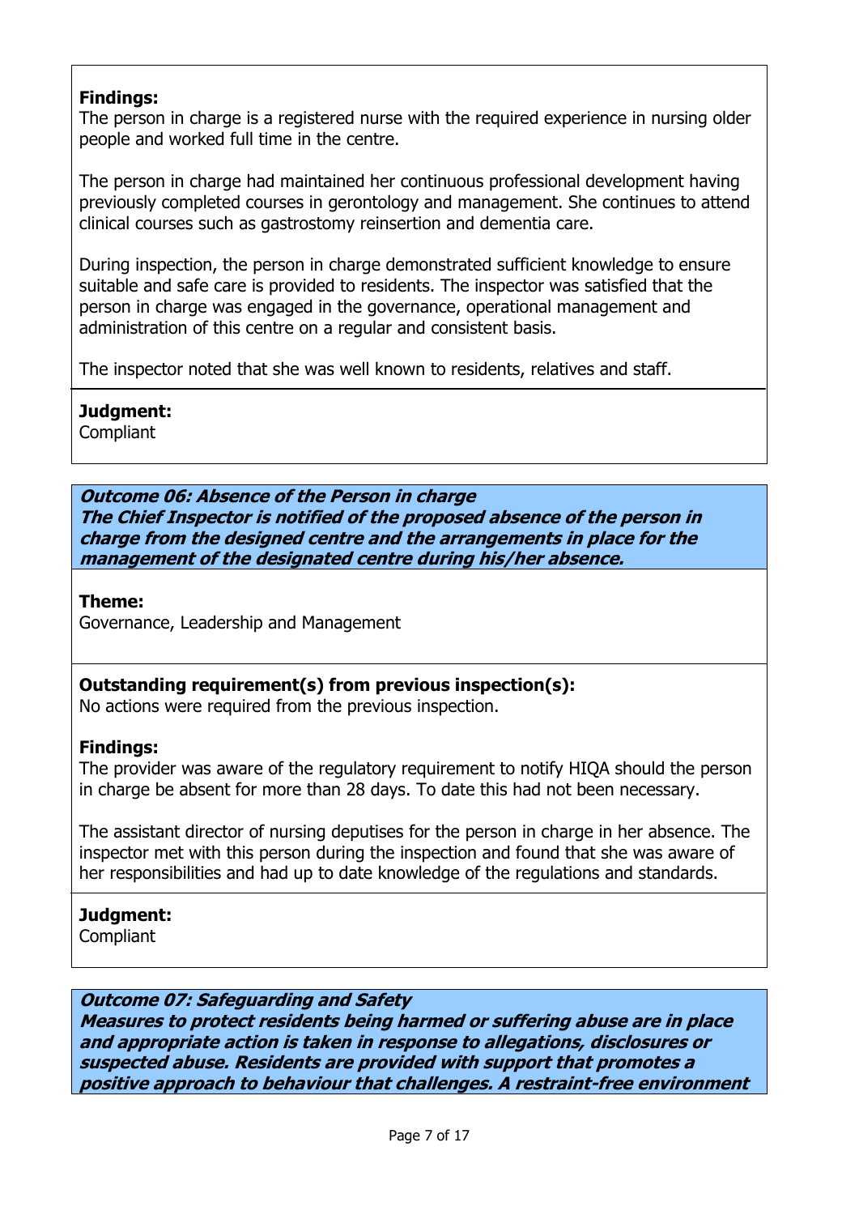**Findings:**
The person in charge is a registered nurse with the required experience in nursing older people and worked full time in the centre.

The person in charge had maintained her continuous professional development having previously completed courses in gerontology and management. She continues to attend clinical courses such as gastrostomy reinsertion and dementia care.

During inspection, the person in charge demonstrated sufficient knowledge to ensure suitable and safe care is provided to residents. The inspector was satisfied that the person in charge was engaged in the governance, operational management and administration of this centre on a regular and consistent basis.

The inspector noted that she was well known to residents, relatives and staff.

**Judgment:**
Compliant

***Outcome 06: Absence of the Person in charge***
***The Chief Inspector is notified of the proposed absence of the person in charge from the designed centre and the arrangements in place for the management of the designated centre during his/her absence.***

**Theme:**
Governance, Leadership and Management

**Outstanding requirement(s) from previous inspection(s):**
No actions were required from the previous inspection.

**Findings:**
The provider was aware of the regulatory requirement to notify HIQA should the person in charge be absent for more than 28 days. To date this had not been necessary.

The assistant director of nursing deputises for the person in charge in her absence. The inspector met with this person during the inspection and found that she was aware of her responsibilities and had up to date knowledge of the regulations and standards.

**Judgment:**
Compliant

***Outcome 07: Safeguarding and Safety***
***Measures to protect residents being harmed or suffering abuse are in place and appropriate action is taken in response to allegations, disclosures or suspected abuse. Residents are provided with support that promotes a positive approach to behaviour that challenges. A restraint-free environment***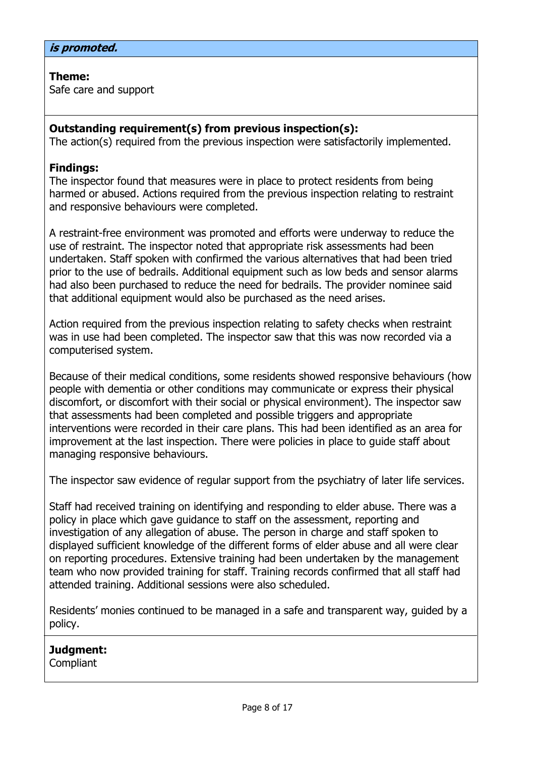***is promoted.***

**Theme:**
Safe care and support

**Outstanding requirement(s) from previous inspection(s):**
The action(s) required from the previous inspection were satisfactorily implemented.

**Findings:**
The inspector found that measures were in place to protect residents from being harmed or abused. Actions required from the previous inspection relating to restraint and responsive behaviours were completed.

A restraint-free environment was promoted and efforts were underway to reduce the use of restraint. The inspector noted that appropriate risk assessments had been undertaken. Staff spoken with confirmed the various alternatives that had been tried prior to the use of bedrails. Additional equipment such as low beds and sensor alarms had also been purchased to reduce the need for bedrails. The provider nominee said that additional equipment would also be purchased as the need arises.

Action required from the previous inspection relating to safety checks when restraint was in use had been completed. The inspector saw that this was now recorded via a computerised system.

Because of their medical conditions, some residents showed responsive behaviours (how people with dementia or other conditions may communicate or express their physical discomfort, or discomfort with their social or physical environment). The inspector saw that assessments had been completed and possible triggers and appropriate interventions were recorded in their care plans. This had been identified as an area for improvement at the last inspection. There were policies in place to guide staff about managing responsive behaviours.

The inspector saw evidence of regular support from the psychiatry of later life services.

Staff had received training on identifying and responding to elder abuse. There was a policy in place which gave guidance to staff on the assessment, reporting and investigation of any allegation of abuse. The person in charge and staff spoken to displayed sufficient knowledge of the different forms of elder abuse and all were clear on reporting procedures. Extensive training had been undertaken by the management team who now provided training for staff. Training records confirmed that all staff had attended training. Additional sessions were also scheduled.

Residents' monies continued to be managed in a safe and transparent way, guided by a policy.

**Judgment:**
Compliant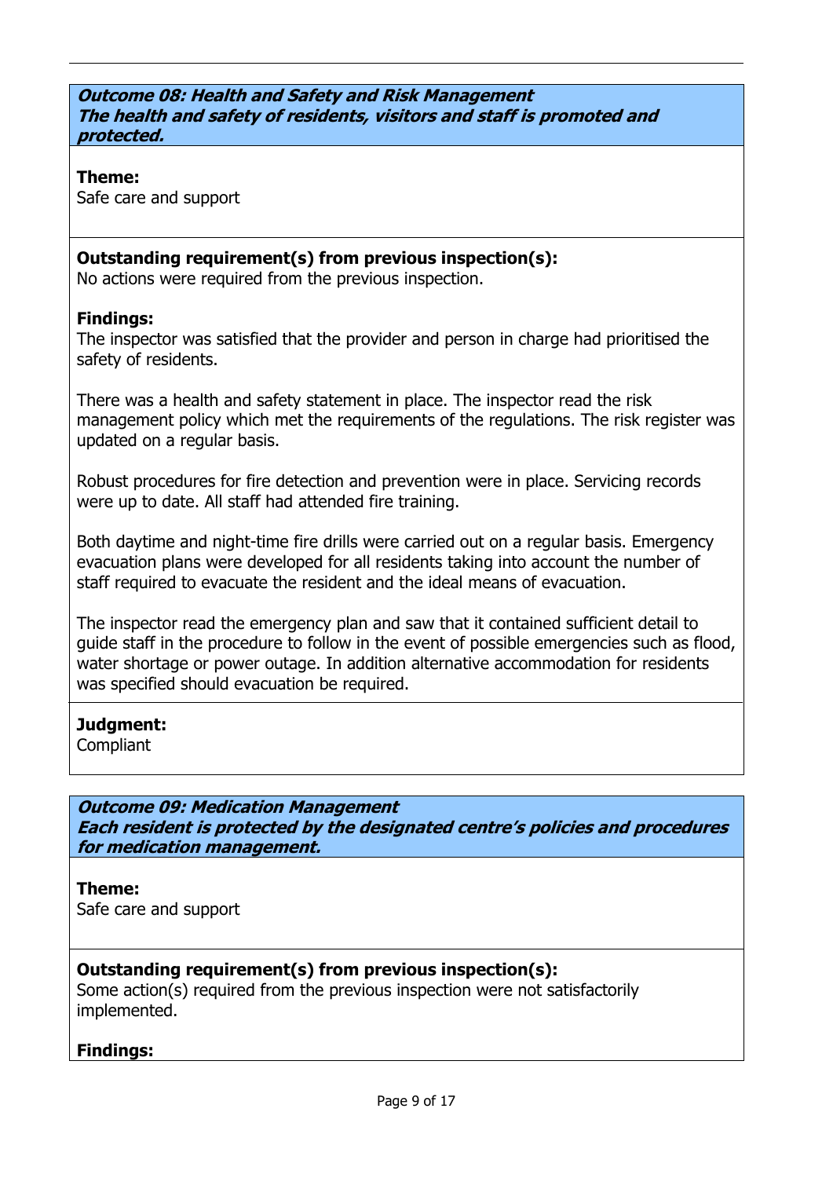### *Outcome 08: Health and Safety and Risk Management*
### *The health and safety of residents, visitors and staff is promoted and protected.*

**Theme:**
Safe care and support

**Outstanding requirement(s) from previous inspection(s):**
No actions were required from the previous inspection.

**Findings:**
The inspector was satisfied that the provider and person in charge had prioritised the safety of residents.

There was a health and safety statement in place. The inspector read the risk management policy which met the requirements of the regulations. The risk register was updated on a regular basis.

Robust procedures for fire detection and prevention were in place. Servicing records were up to date. All staff had attended fire training.

Both daytime and night-time fire drills were carried out on a regular basis. Emergency evacuation plans were developed for all residents taking into account the number of staff required to evacuate the resident and the ideal means of evacuation.

The inspector read the emergency plan and saw that it contained sufficient detail to guide staff in the procedure to follow in the event of possible emergencies such as flood, water shortage or power outage. In addition alternative accommodation for residents was specified should evacuation be required.

**Judgment:**
Compliant

### *Outcome 09: Medication Management*
### *Each resident is protected by the designated centre's policies and procedures for medication management.*

**Theme:**
Safe care and support

**Outstanding requirement(s) from previous inspection(s):**
Some action(s) required from the previous inspection were not satisfactorily implemented.

**Findings:**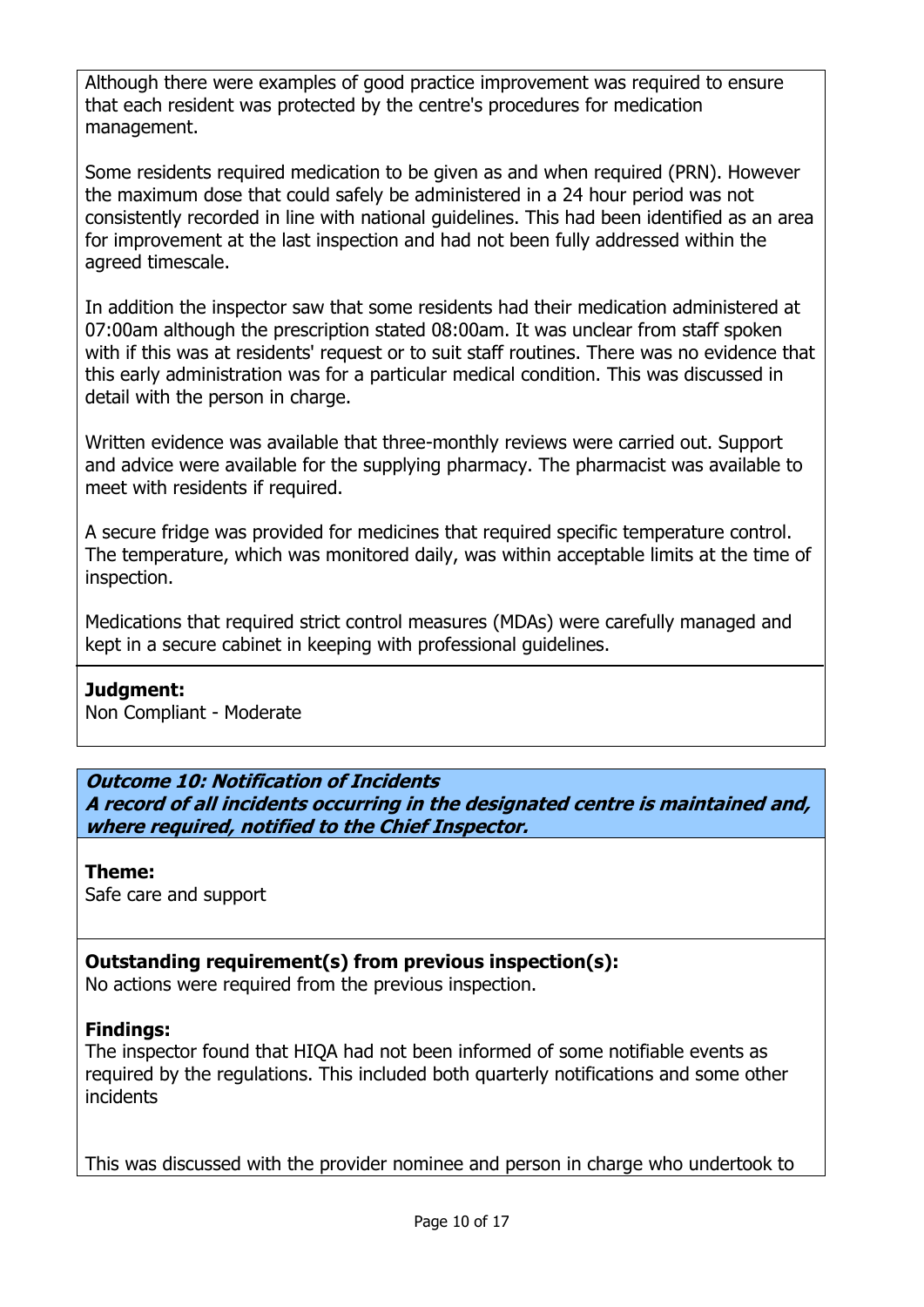Although there were examples of good practice improvement was required to ensure that each resident was protected by the centre's procedures for medication management.

Some residents required medication to be given as and when required (PRN). However the maximum dose that could safely be administered in a 24 hour period was not consistently recorded in line with national guidelines. This had been identified as an area for improvement at the last inspection and had not been fully addressed within the agreed timescale.

In addition the inspector saw that some residents had their medication administered at 07:00am although the prescription stated 08:00am. It was unclear from staff spoken with if this was at residents' request or to suit staff routines. There was no evidence that this early administration was for a particular medical condition. This was discussed in detail with the person in charge.

Written evidence was available that three-monthly reviews were carried out. Support and advice were available for the supplying pharmacy. The pharmacist was available to meet with residents if required.

A secure fridge was provided for medicines that required specific temperature control. The temperature, which was monitored daily, was within acceptable limits at the time of inspection.

Medications that required strict control measures (MDAs) were carefully managed and kept in a secure cabinet in keeping with professional guidelines.

**Judgment:**
Non Compliant - Moderate

***Outcome 10: Notification of Incidents***
***A record of all incidents occurring in the designated centre is maintained and, where required, notified to the Chief Inspector.***

**Theme:**
Safe care and support

**Outstanding requirement(s) from previous inspection(s):**
No actions were required from the previous inspection.

**Findings:**
The inspector found that HIQA had not been informed of some notifiable events as required by the regulations. This included both quarterly notifications and some other incidents

This was discussed with the provider nominee and person in charge who undertook to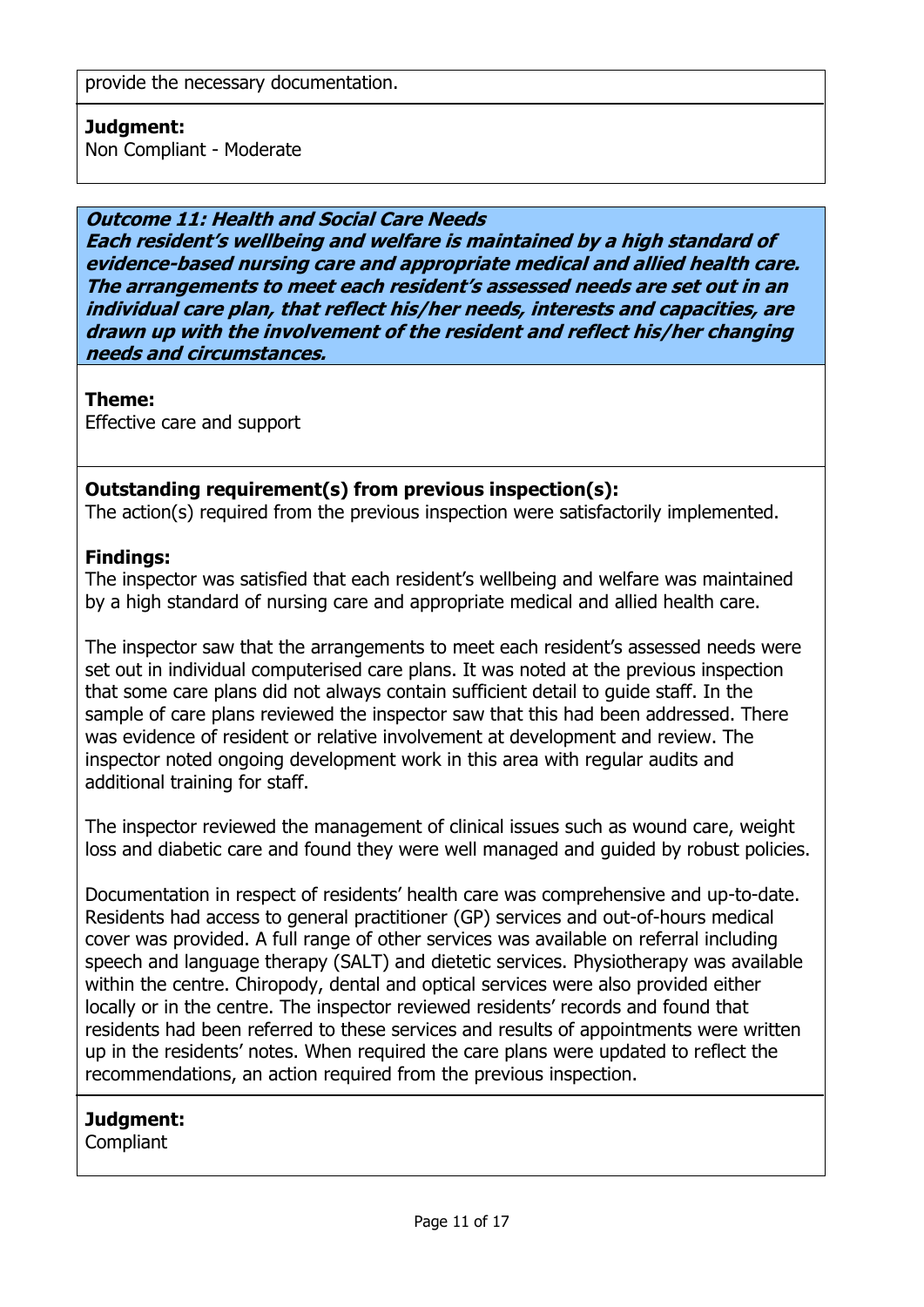provide the necessary documentation.

**Judgment:**
Non Compliant - Moderate

***Outcome 11: Health and Social Care Needs***
***Each resident's wellbeing and welfare is maintained by a high standard of evidence-based nursing care and appropriate medical and allied health care. The arrangements to meet each resident's assessed needs are set out in an individual care plan, that reflect his/her needs, interests and capacities, are drawn up with the involvement of the resident and reflect his/her changing needs and circumstances.***

**Theme:**
Effective care and support

**Outstanding requirement(s) from previous inspection(s):**
The action(s) required from the previous inspection were satisfactorily implemented.

**Findings:**
The inspector was satisfied that each resident's wellbeing and welfare was maintained by a high standard of nursing care and appropriate medical and allied health care.

The inspector saw that the arrangements to meet each resident's assessed needs were set out in individual computerised care plans. It was noted at the previous inspection that some care plans did not always contain sufficient detail to guide staff. In the sample of care plans reviewed the inspector saw that this had been addressed. There was evidence of resident or relative involvement at development and review. The inspector noted ongoing development work in this area with regular audits and additional training for staff.

The inspector reviewed the management of clinical issues such as wound care, weight loss and diabetic care and found they were well managed and guided by robust policies.

Documentation in respect of residents' health care was comprehensive and up-to-date. Residents had access to general practitioner (GP) services and out-of-hours medical cover was provided. A full range of other services was available on referral including speech and language therapy (SALT) and dietetic services. Physiotherapy was available within the centre. Chiropody, dental and optical services were also provided either locally or in the centre. The inspector reviewed residents' records and found that residents had been referred to these services and results of appointments were written up in the residents' notes. When required the care plans were updated to reflect the recommendations, an action required from the previous inspection.

**Judgment:**
Compliant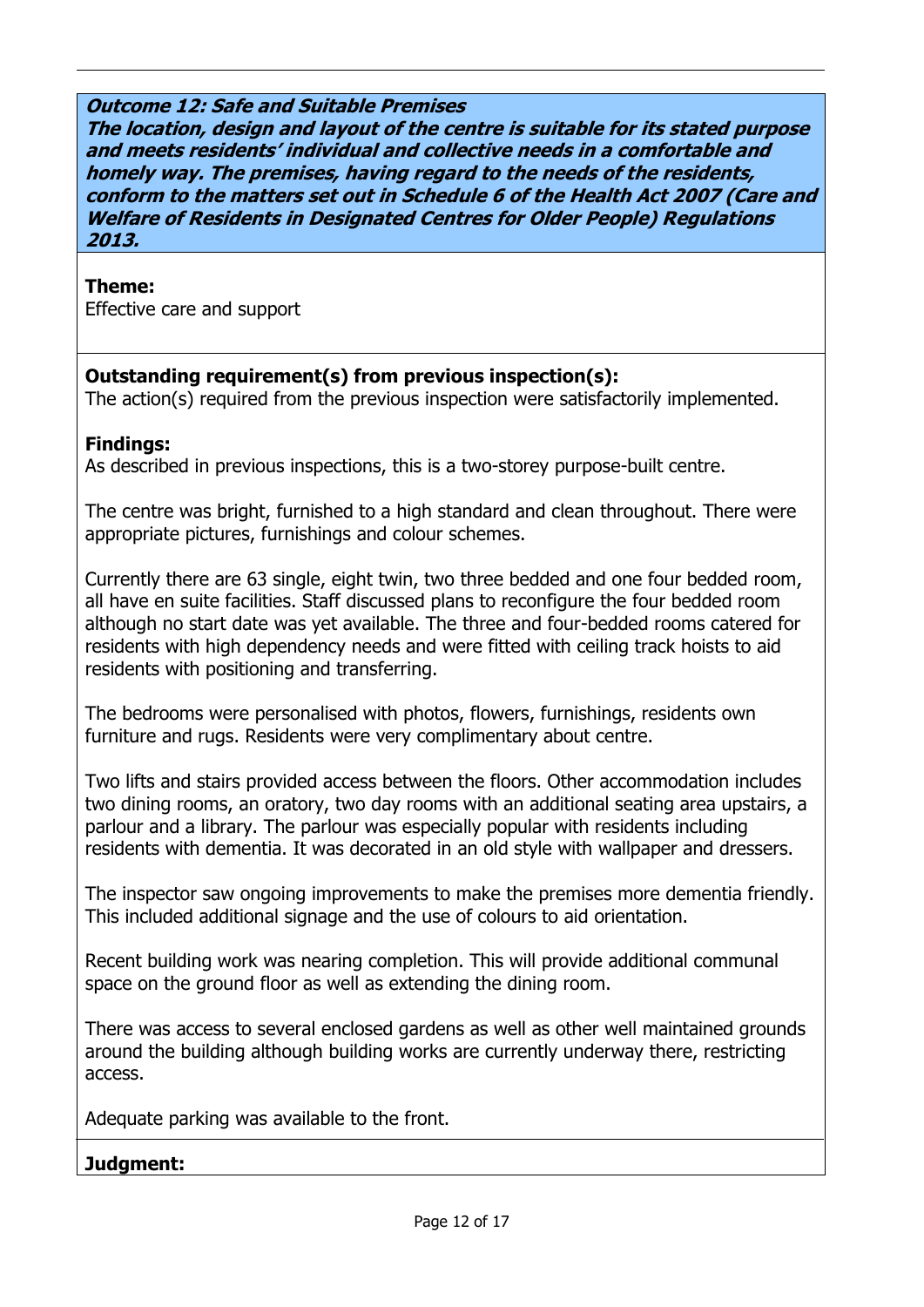***Outcome 12: Safe and Suitable Premises***
***The location, design and layout of the centre is suitable for its stated purpose and meets residents' individual and collective needs in a comfortable and homely way. The premises, having regard to the needs of the residents, conform to the matters set out in Schedule 6 of the Health Act 2007 (Care and Welfare of Residents in Designated Centres for Older People) Regulations 2013.***

**Theme:**
Effective care and support

**Outstanding requirement(s) from previous inspection(s):**
The action(s) required from the previous inspection were satisfactorily implemented.

**Findings:**
As described in previous inspections, this is a two-storey purpose-built centre.

The centre was bright, furnished to a high standard and clean throughout. There were appropriate pictures, furnishings and colour schemes.

Currently there are 63 single, eight twin, two three bedded and one four bedded room, all have en suite facilities. Staff discussed plans to reconfigure the four bedded room although no start date was yet available. The three and four-bedded rooms catered for residents with high dependency needs and were fitted with ceiling track hoists to aid residents with positioning and transferring.

The bedrooms were personalised with photos, flowers, furnishings, residents own furniture and rugs. Residents were very complimentary about centre.

Two lifts and stairs provided access between the floors. Other accommodation includes two dining rooms, an oratory, two day rooms with an additional seating area upstairs, a parlour and a library. The parlour was especially popular with residents including residents with dementia. It was decorated in an old style with wallpaper and dressers.

The inspector saw ongoing improvements to make the premises more dementia friendly. This included additional signage and the use of colours to aid orientation.

Recent building work was nearing completion. This will provide additional communal space on the ground floor as well as extending the dining room.

There was access to several enclosed gardens as well as other well maintained grounds around the building although building works are currently underway there, restricting access.

Adequate parking was available to the front.

**Judgment:**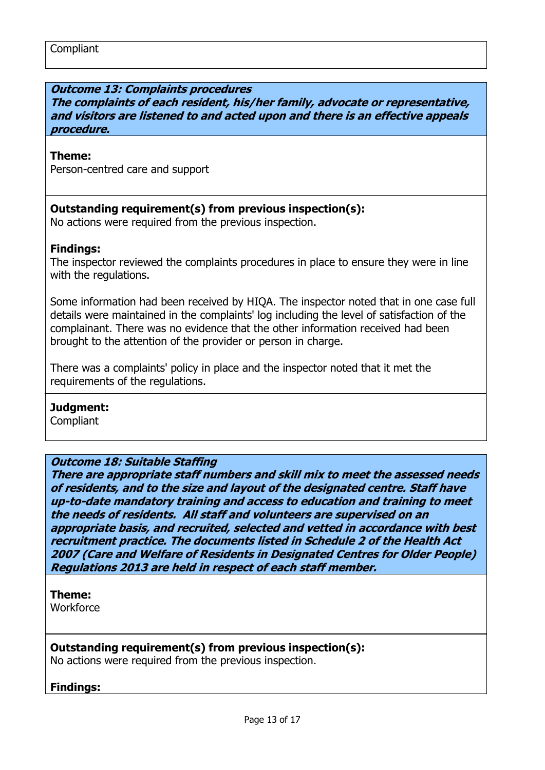Compliant

### *Outcome 13: Complaints procedures*
***The complaints of each resident, his/her family, advocate or representative, and visitors are listened to and acted upon and there is an effective appeals procedure.***

**Theme:**
Person-centred care and support

**Outstanding requirement(s) from previous inspection(s):**
No actions were required from the previous inspection.

**Findings:**
The inspector reviewed the complaints procedures in place to ensure they were in line with the regulations.

Some information had been received by HIQA. The inspector noted that in one case full details were maintained in the complaints' log including the level of satisfaction of the complainant. There was no evidence that the other information received had been brought to the attention of the provider or person in charge.

There was a complaints' policy in place and the inspector noted that it met the requirements of the regulations.

**Judgment:**
Compliant

### *Outcome 18: Suitable Staffing*
***There are appropriate staff numbers and skill mix to meet the assessed needs of residents, and to the size and layout of the designated centre. Staff have up-to-date mandatory training and access to education and training to meet the needs of residents. All staff and volunteers are supervised on an appropriate basis, and recruited, selected and vetted in accordance with best recruitment practice. The documents listed in Schedule 2 of the Health Act 2007 (Care and Welfare of Residents in Designated Centres for Older People) Regulations 2013 are held in respect of each staff member.***

**Theme:**
Workforce

**Outstanding requirement(s) from previous inspection(s):**
No actions were required from the previous inspection.

**Findings:**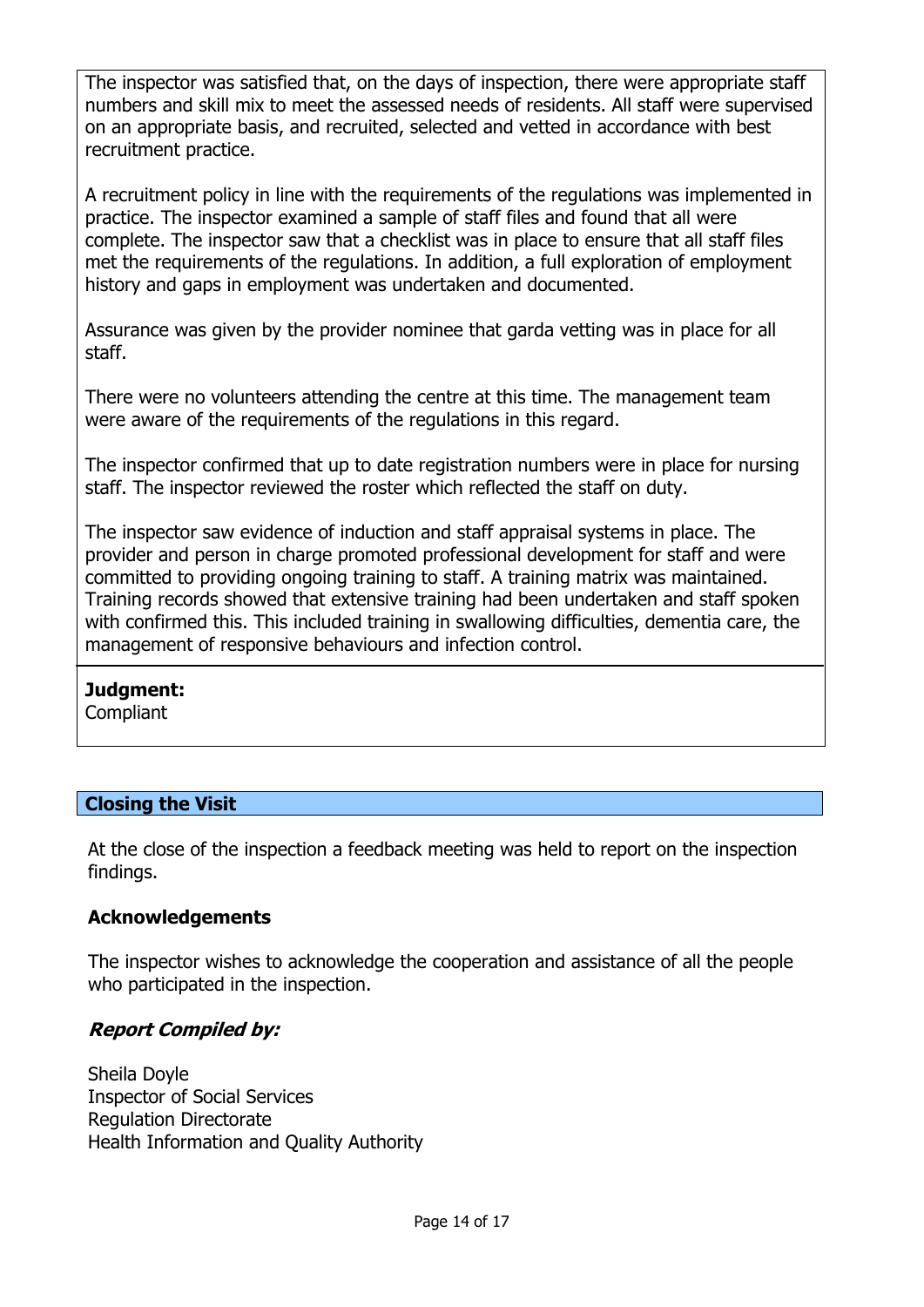The inspector was satisfied that, on the days of inspection, there were appropriate staff numbers and skill mix to meet the assessed needs of residents. All staff were supervised on an appropriate basis, and recruited, selected and vetted in accordance with best recruitment practice.

A recruitment policy in line with the requirements of the regulations was implemented in practice. The inspector examined a sample of staff files and found that all were complete. The inspector saw that a checklist was in place to ensure that all staff files met the requirements of the regulations. In addition, a full exploration of employment history and gaps in employment was undertaken and documented.

Assurance was given by the provider nominee that garda vetting was in place for all staff.

There were no volunteers attending the centre at this time. The management team were aware of the requirements of the regulations in this regard.

The inspector confirmed that up to date registration numbers were in place for nursing staff. The inspector reviewed the roster which reflected the staff on duty.

The inspector saw evidence of induction and staff appraisal systems in place. The provider and person in charge promoted professional development for staff and were committed to providing ongoing training to staff. A training matrix was maintained. Training records showed that extensive training had been undertaken and staff spoken with confirmed this. This included training in swallowing difficulties, dementia care, the management of responsive behaviours and infection control.

**Judgment:**
Compliant

## Closing the Visit

At the close of the inspection a feedback meeting was held to report on the inspection findings.

### Acknowledgements

The inspector wishes to acknowledge the cooperation and assistance of all the people who participated in the inspection.

### *Report Compiled by:*

Sheila Doyle
Inspector of Social Services
Regulation Directorate
Health Information and Quality Authority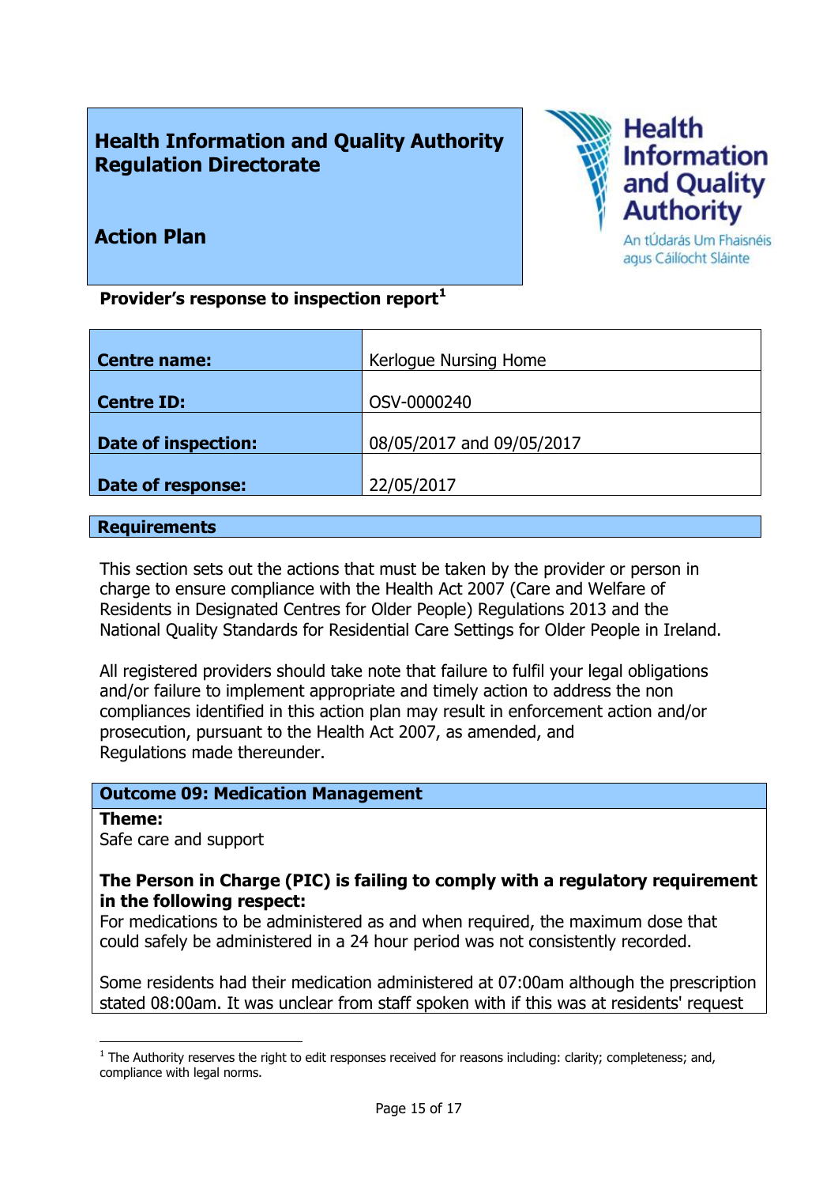**Health Information and Quality Authority**
**Regulation Directorate**

**Action Plan**

Health Information and Quality Authority
An tÚdarás Um Fhaisnéis agus Cáilíocht Sláinte

**Provider's response to inspection report**[1]

| | |
|---|---|
| **Centre name:** | Kerlogue Nursing Home |
| **Centre ID:** | OSV-0000240 |
| **Date of inspection:** | 08/05/2017 and 09/05/2017 |
| **Date of response:** | 22/05/2017 |

## Requirements

This section sets out the actions that must be taken by the provider or person in charge to ensure compliance with the Health Act 2007 (Care and Welfare of Residents in Designated Centres for Older People) Regulations 2013 and the National Quality Standards for Residential Care Settings for Older People in Ireland.

All registered providers should take note that failure to fulfil your legal obligations and/or failure to implement appropriate and timely action to address the non compliances identified in this action plan may result in enforcement action and/or prosecution, pursuant to the Health Act 2007, as amended, and Regulations made thereunder.

### Outcome 09: Medication Management

**Theme:**
Safe care and support

**The Person in Charge (PIC) is failing to comply with a regulatory requirement in the following respect:**
For medications to be administered as and when required, the maximum dose that could safely be administered in a 24 hour period was not consistently recorded.

Some residents had their medication administered at 07:00am although the prescription stated 08:00am. It was unclear from staff spoken with if this was at residents' request

[1] The Authority reserves the right to edit responses received for reasons including: clarity; completeness; and, compliance with legal norms.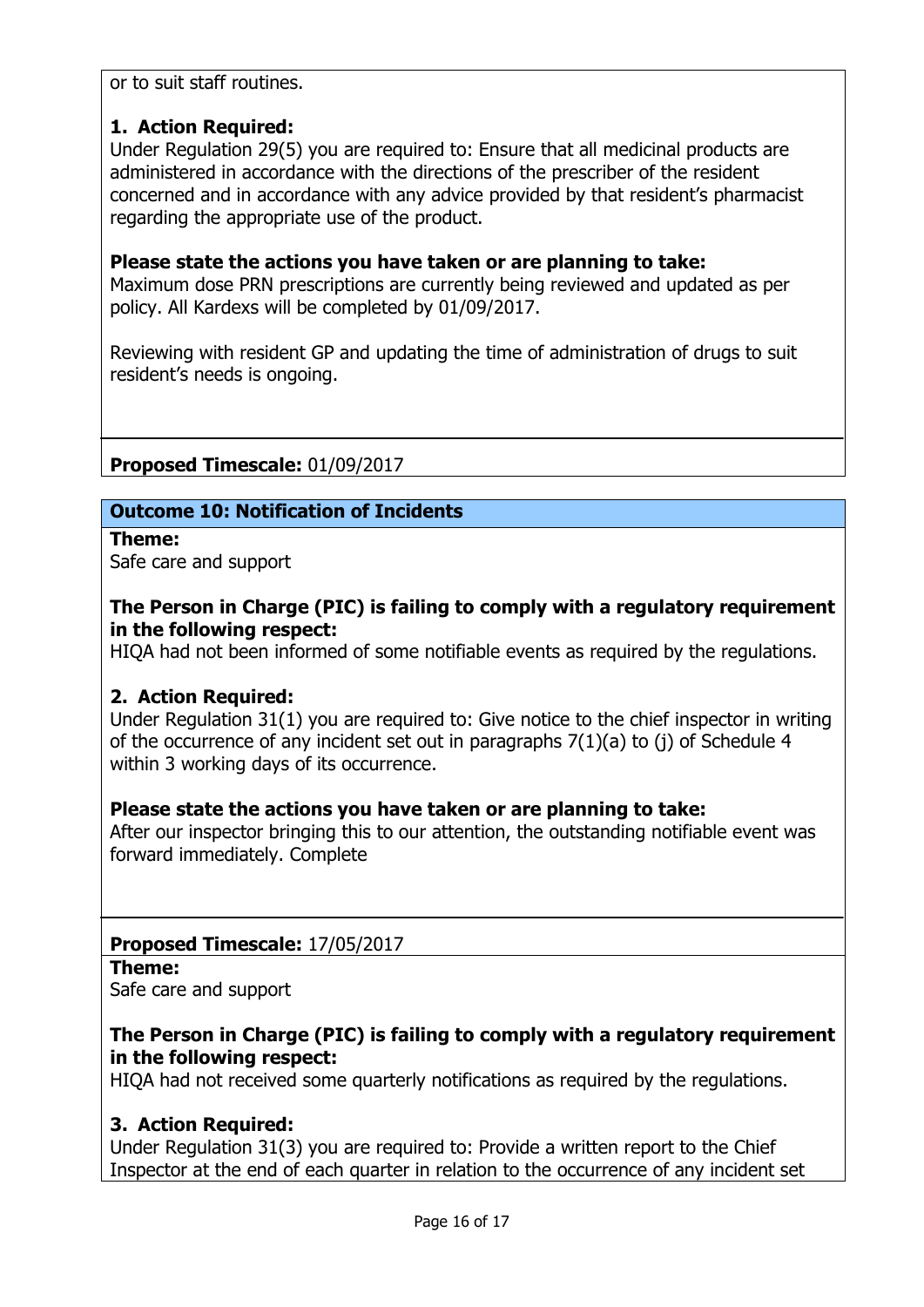or to suit staff routines.

**1. Action Required:**
Under Regulation 29(5) you are required to: Ensure that all medicinal products are administered in accordance with the directions of the prescriber of the resident concerned and in accordance with any advice provided by that resident's pharmacist regarding the appropriate use of the product.

**Please state the actions you have taken or are planning to take:**
Maximum dose PRN prescriptions are currently being reviewed and updated as per policy. All Kardexs will be completed by 01/09/2017.

Reviewing with resident GP and updating the time of administration of drugs to suit resident's needs is ongoing.

**Proposed Timescale:** 01/09/2017

## Outcome 10: Notification of Incidents

**Theme:**
Safe care and support

**The Person in Charge (PIC) is failing to comply with a regulatory requirement in the following respect:**
HIQA had not been informed of some notifiable events as required by the regulations.

**2. Action Required:**
Under Regulation 31(1) you are required to: Give notice to the chief inspector in writing of the occurrence of any incident set out in paragraphs 7(1)(a) to (j) of Schedule 4 within 3 working days of its occurrence.

**Please state the actions you have taken or are planning to take:**
After our inspector bringing this to our attention, the outstanding notifiable event was forward immediately. Complete

**Proposed Timescale:** 17/05/2017

**Theme:**
Safe care and support

**The Person in Charge (PIC) is failing to comply with a regulatory requirement in the following respect:**
HIQA had not received some quarterly notifications as required by the regulations.

**3. Action Required:**
Under Regulation 31(3) you are required to: Provide a written report to the Chief Inspector at the end of each quarter in relation to the occurrence of any incident set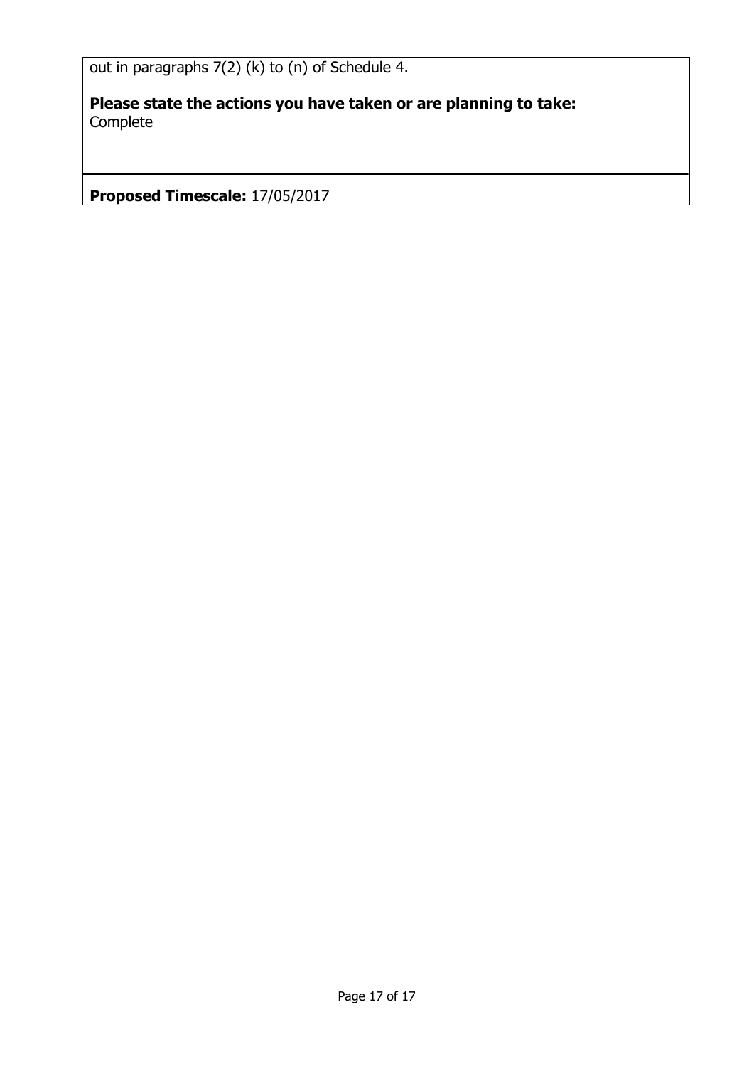out in paragraphs 7(2) (k) to (n) of Schedule 4.

**Please state the actions you have taken or are planning to take:**
Complete

**Proposed Timescale:** 17/05/2017